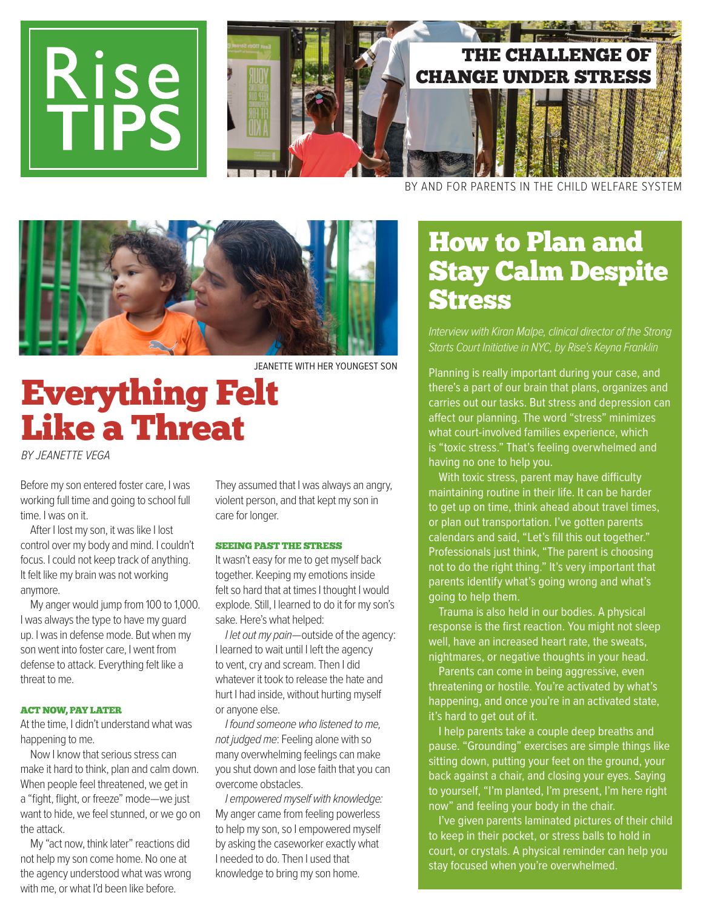# Rise TIPS

## THE CHALLENGE OF CHANGE UNDER STRESS

BY AND FOR PARENTS IN THE CHILD WELFARE SYSTEM

JEANETTE WITH HER YOUNGEST SON

# Everything Felt Like a Threat

*BY JEANETTE VEGA*

Before my son entered foster care, I was working full time and going to school full time. I was on it.

After I lost my son, it was like I lost control over my body and mind. I couldn't focus. I could not keep track of anything. It felt like my brain was not working anymore.

My anger would jump from 100 to 1,000. I was always the type to have my guard up. I was in defense mode. But when my son went into foster care, I went from defense to attack. Everything felt like a threat to me.

### ACT NOW, PAY LATER

At the time, I didn't understand what was happening to me.

Now I know that serious stress can make it hard to think, plan and calm down. When people feel threatened, we get in a "fight, flight, or freeze" mode—we just want to hide, we feel stunned, or we go on the attack.

My "act now, think later" reactions did not help my son come home. No one at the agency understood what was wrong with me, or what I'd been like before. They assumed that I was always an angry, violent person, and that kept my son in care for longer.

### SEEING PAST THE STRESS

It wasn't easy for me to get myself back together. Keeping my emotions inside felt so hard that at times I thought I would explode. Still, I learned to do it for my son's sake. Here's what helped:

*I let out my pain*—outside of the agency: I learned to wait until I left the agency to vent, cry and scream. Then I did whatever it took to release the hate and hurt I had inside, without hurting myself or anyone else.

*I found someone who listened to me, not judged me*: Feeling alone with so many overwhelming feelings can make you shut down and lose faith that you can overcome obstacles.

*I empowered myself with knowledge:* My anger came from feeling powerless to help my son, so I empowered myself by asking the caseworker exactly what I needed to do. Then I used that knowledge to bring my son home.

# How to Plan and Stay Calm Despite Stress

*Interview with Kiran Malpe, clinical director of the Strong Starts Court Initiative in NYC, by Rise's Keyna Franklin*

Planning is really important during your case, and there's a part of our brain that plans, organizes and carries out our tasks. But stress and depression can affect our planning. The word "stress" minimizes what court-involved families experience, which is "toxic stress." That's feeling overwhelmed and having no one to help you.

With toxic stress, parent may have difficulty maintaining routine in their life. It can be harder to get up on time, think ahead about travel times, or plan out transportation. I've gotten parents calendars and said, "Let's fill this out together." Professionals just think, "The parent is choosing not to do the right thing." It's very important that parents identify what's going wrong and what's going to help them.

Trauma is also held in our bodies. A physical response is the first reaction. You might not sleep well, have an increased heart rate, the sweats, nightmares, or negative thoughts in your head.

Parents can come in being aggressive, even threatening or hostile. You're activated by what's happening, and once you're in an activated state, it's hard to get out of it.

I help parents take a couple deep breaths and pause. "Grounding" exercises are simple things like sitting down, putting your feet on the ground, your back against a chair, and closing your eyes. Saying to yourself, "I'm planted, I'm present, I'm here right now" and feeling your body in the chair.

I've given parents laminated pictures of their child to keep in their pocket, or stress balls to hold in court, or crystals. A physical reminder can help you stay focused when you're overwhelmed.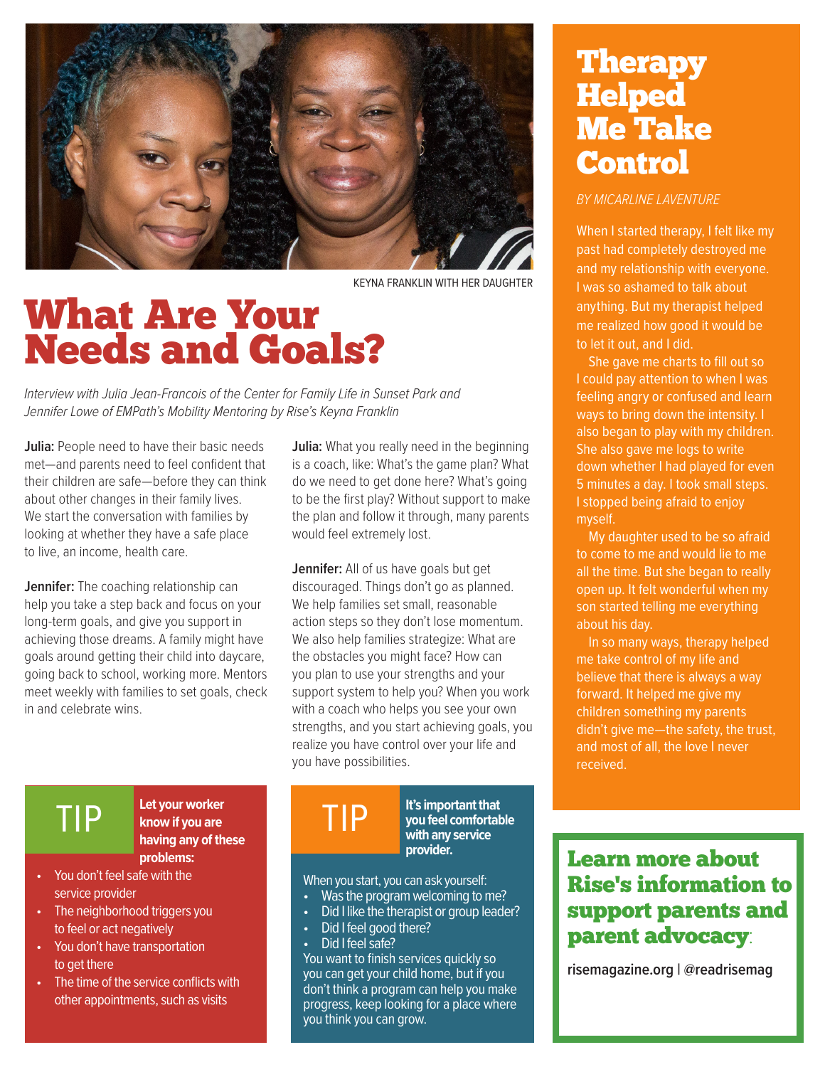KEYNA FRANKLIN WITH HER DAUGHTER

# What Are Your Needs and Goals?

*Interview with Julia Jean-Francois of the Center for Family Life in Sunset Park and Jennifer Lowe of EMPath's Mobility Mentoring by Rise's Keyna Franklin*

**Julia:** People need to have their basic needs met—and parents need to feel confident that their children are safe—before they can think about other changes in their family lives. We start the conversation with families by looking at whether they have a safe place to live, an income, health care.

**Jennifer:** The coaching relationship can help you take a step back and focus on your long-term goals, and give you support in achieving those dreams. A family might have goals around getting their child into daycare, going back to school, working more. Mentors meet weekly with families to set goals, check in and celebrate wins.

**Julia:** What you really need in the beginning is a coach, like: What's the game plan? What do we need to get done here? What's going to be the first play? Without support to make the plan and follow it through, many parents would feel extremely lost.

**Jennifer:** All of us have goals but get discouraged. Things don't go as planned. We help families set small, reasonable action steps so they don't lose momentum. We also help families strategize: What are the obstacles you might face? How can you plan to use your strengths and your support system to help you? When you work with a coach who helps you see your own strengths, and you start achieving goals, you realize you have control over your life and you have possibilities.

## TIP

**Let your worker know if you are having any of these problems:**

- You don't feel safe with the service provider
- The neighborhood triggers you to feel or act negatively
- You don't have transportation to get there
- The time of the service conflicts with other appointments, such as visits

## TIP

**It's important that you feel comfortable with any service provider.**

When you start, you can ask yourself:

- Was the program welcoming to me?
- Did I like the therapist or group leader?
- Did I feel good there?
- Did I feel safe?

You want to finish services quickly so you can get your child home, but if you don't think a program can help you make progress, keep looking for a place where you think you can grow.

# Therapy Helped Me Take Control

*BY MICARLINE LAVENTURE*

When I started therapy, I felt like my past had completely destroyed me and my relationship with everyone. I was so ashamed to talk about anything. But my therapist helped me realized how good it would be to let it out, and I did.

She gave me charts to fill out so I could pay attention to when I was feeling angry or confused and learn ways to bring down the intensity. I also began to play with my children. She also gave me logs to write down whether I had played for even 5 minutes a day. I took small steps. I stopped being afraid to enjoy myself.

My daughter used to be so afraid to come to me and would lie to me all the time. But she began to really open up. It felt wonderful when my son started telling me everything about his day.

In so many ways, therapy helped me take control of my life and believe that there is always a way forward. It helped me give my children something my parents didn't give me—the safety, the trust, and most of all, the love I never received.

## Learn more about Rise's information to support parents and parent advocacy:

risemagazine.org | @readrisemag